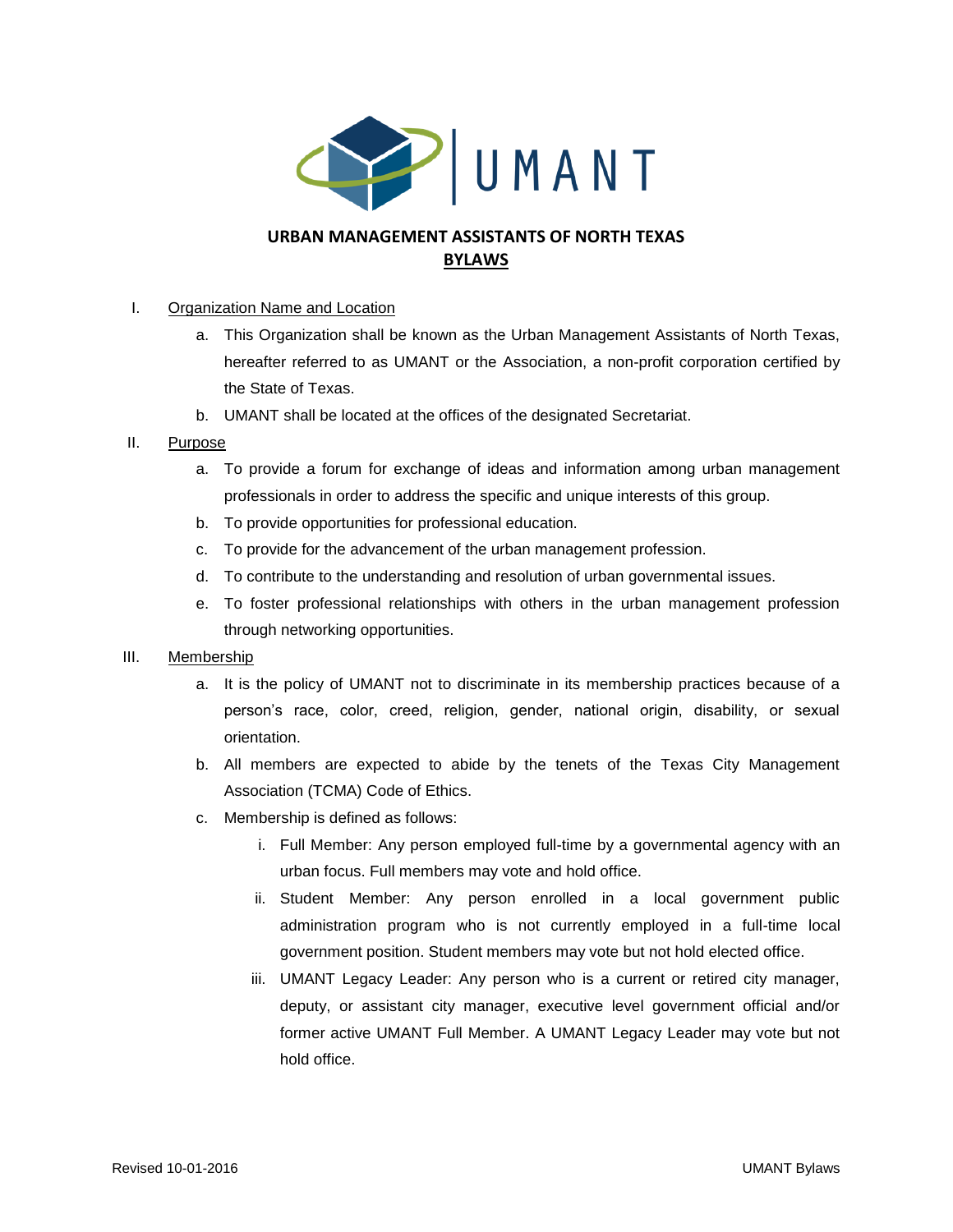UMANT

# URBAN MANAGEMENT ASSISTANTS OF NORTH TEXAS

## BYLAWS

I. Organization Name and Location

a. This Organization shall be known as the Urban Management Assistants of North Texas, hereafter referred to as UMANT or the Association, a non-profit corporation certified by the State of Texas.

b. UMANT shall be located at the offices of the designated Secretariat.

II. Purpose

a. To provide a forum for exchange of ideas and information among urban management professionals in order to address the specific and unique interests of this group.

b. To provide opportunities for professional education.

c. To provide for the advancement of the urban management profession.

d. To contribute to the understanding and resolution of urban governmental issues.

e. To foster professional relationships with others in the urban management profession through networking opportunities.

III. Membership

a. It is the policy of UMANT not to discriminate in its membership practices because of a person's race, color, creed, religion, gender, national origin, disability, or sexual orientation.

b. All members are expected to abide by the tenets of the Texas City Management Association (TCMA) Code of Ethics.

c. Membership is defined as follows:

i. Full Member: Any person employed full-time by a governmental agency with an urban focus. Full members may vote and hold office.

ii. Student Member: Any person enrolled in a local government public administration program who is not currently employed in a full-time local government position. Student members may vote but not hold elected office.

iii. UMANT Legacy Leader: Any person who is a current or retired city manager, deputy, or assistant city manager, executive level government official and/or former active UMANT Full Member. A UMANT Legacy Leader may vote but not hold office.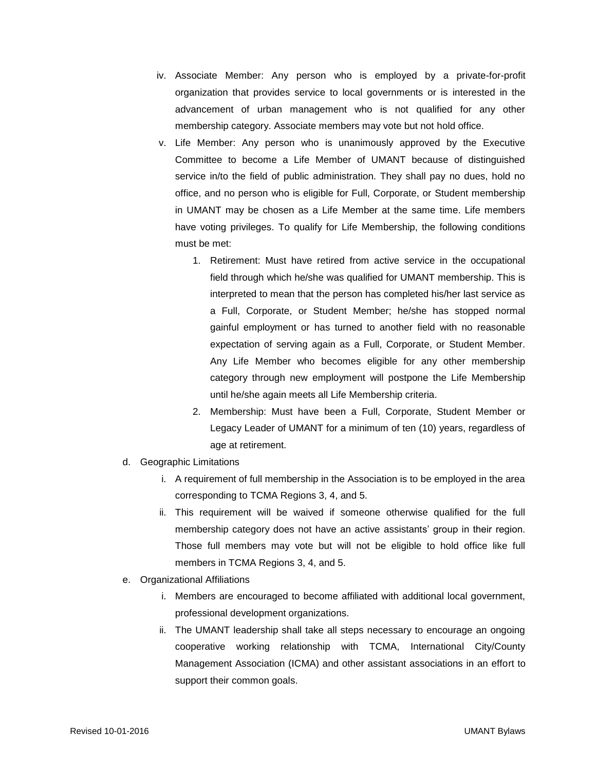iv. Associate Member: Any person who is employed by a private-for-profit organization that provides service to local governments or is interested in the advancement of urban management who is not qualified for any other membership category. Associate members may vote but not hold office.

v. Life Member: Any person who is unanimously approved by the Executive Committee to become a Life Member of UMANT because of distinguished service in/to the field of public administration. They shall pay no dues, hold no office, and no person who is eligible for Full, Corporate, or Student membership in UMANT may be chosen as a Life Member at the same time. Life members have voting privileges. To qualify for Life Membership, the following conditions must be met:

1. Retirement: Must have retired from active service in the occupational field through which he/she was qualified for UMANT membership. This is interpreted to mean that the person has completed his/her last service as a Full, Corporate, or Student Member; he/she has stopped normal gainful employment or has turned to another field with no reasonable expectation of serving again as a Full, Corporate, or Student Member. Any Life Member who becomes eligible for any other membership category through new employment will postpone the Life Membership until he/she again meets all Life Membership criteria.
2. Membership: Must have been a Full, Corporate, Student Member or Legacy Leader of UMANT for a minimum of ten (10) years, regardless of age at retirement.

d. Geographic Limitations

i. A requirement of full membership in the Association is to be employed in the area corresponding to TCMA Regions 3, 4, and 5.

ii. This requirement will be waived if someone otherwise qualified for the full membership category does not have an active assistants' group in their region. Those full members may vote but will not be eligible to hold office like full members in TCMA Regions 3, 4, and 5.

e. Organizational Affiliations

i. Members are encouraged to become affiliated with additional local government, professional development organizations.

ii. The UMANT leadership shall take all steps necessary to encourage an ongoing cooperative working relationship with TCMA, International City/County Management Association (ICMA) and other assistant associations in an effort to support their common goals.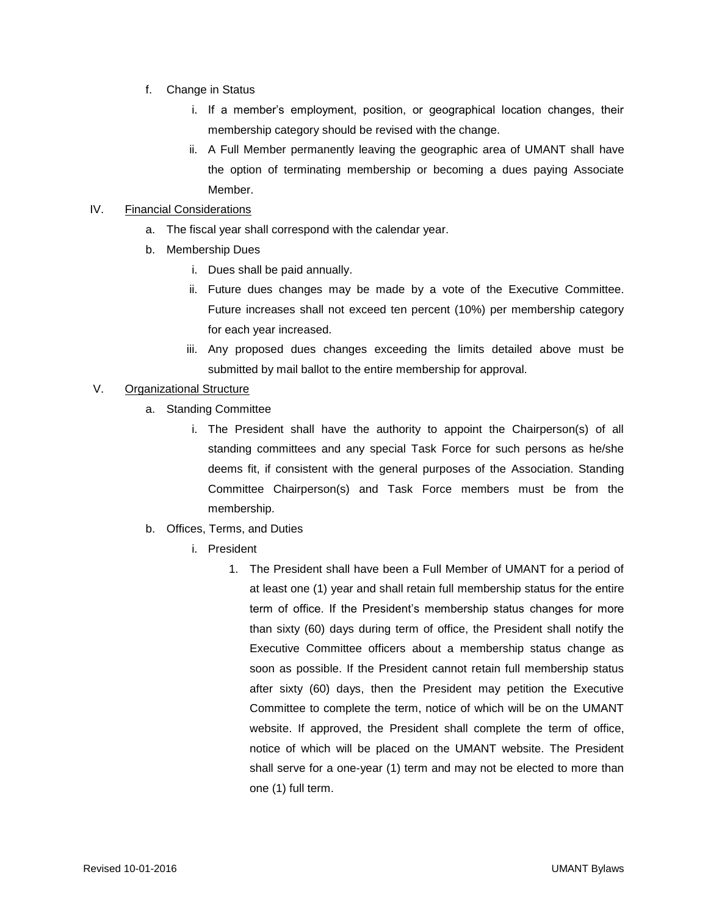f. Change in Status

   i. If a member's employment, position, or geographical location changes, their membership category should be revised with the change.

   ii. A Full Member permanently leaving the geographic area of UMANT shall have the option of terminating membership or becoming a dues paying Associate Member.

IV. <u>Financial Considerations</u>

   a. The fiscal year shall correspond with the calendar year.

   b. Membership Dues

      i. Dues shall be paid annually.

      ii. Future dues changes may be made by a vote of the Executive Committee. Future increases shall not exceed ten percent (10%) per membership category for each year increased.

      iii. Any proposed dues changes exceeding the limits detailed above must be submitted by mail ballot to the entire membership for approval.

V. <u>Organizational Structure</u>

   a. Standing Committee

      i. The President shall have the authority to appoint the Chairperson(s) of all standing committees and any special Task Force for such persons as he/she deems fit, if consistent with the general purposes of the Association. Standing Committee Chairperson(s) and Task Force members must be from the membership.

   b. Offices, Terms, and Duties

      i. President

         1. The President shall have been a Full Member of UMANT for a period of at least one (1) year and shall retain full membership status for the entire term of office. If the President's membership status changes for more than sixty (60) days during term of office, the President shall notify the Executive Committee officers about a membership status change as soon as possible. If the President cannot retain full membership status after sixty (60) days, then the President may petition the Executive Committee to complete the term, notice of which will be on the UMANT website. If approved, the President shall complete the term of office, notice of which will be placed on the UMANT website. The President shall serve for a one-year (1) term and may not be elected to more than one (1) full term.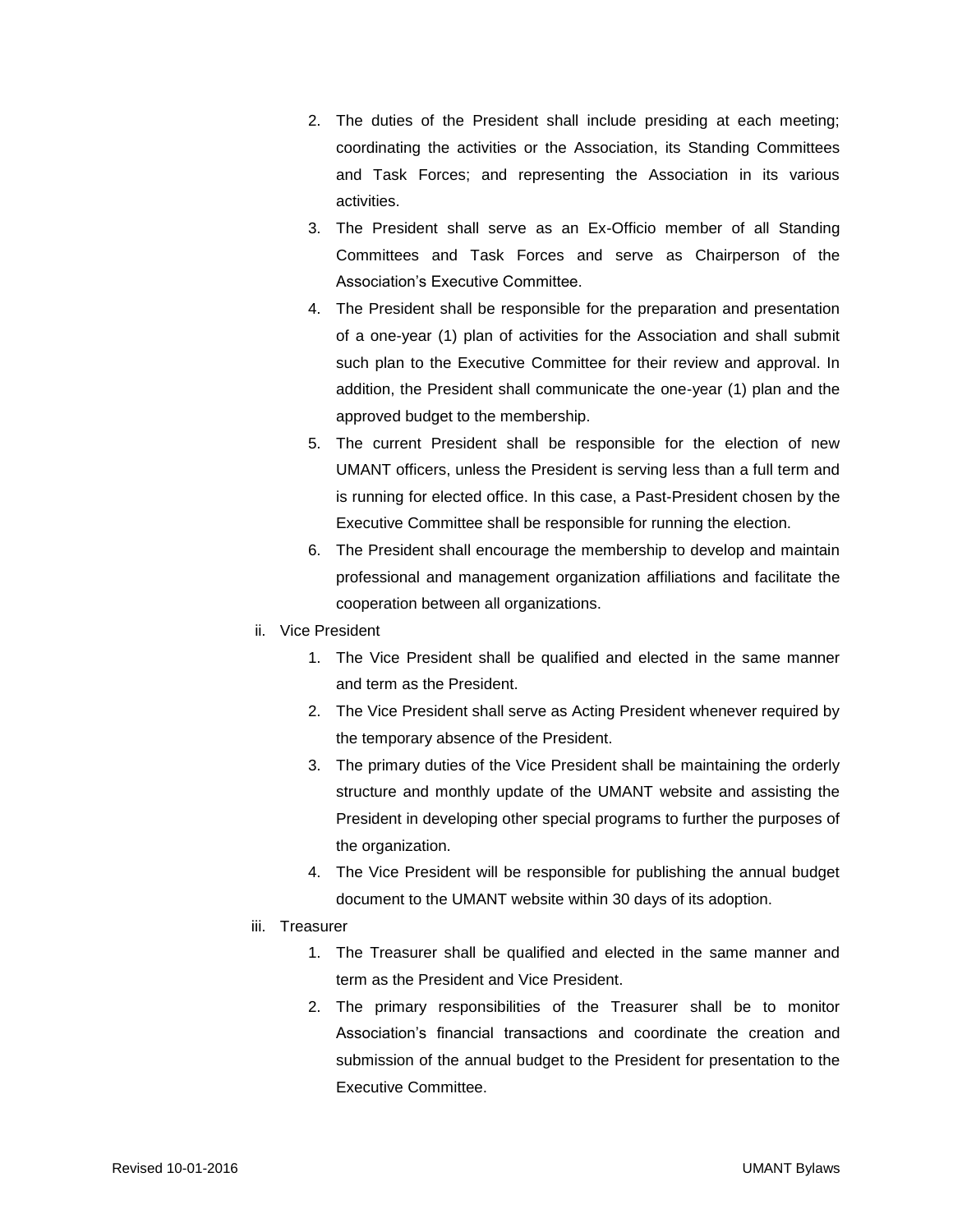2. The duties of the President shall include presiding at each meeting; coordinating the activities or the Association, its Standing Committees and Task Forces; and representing the Association in its various activities.
3. The President shall serve as an Ex-Officio member of all Standing Committees and Task Forces and serve as Chairperson of the Association's Executive Committee.
4. The President shall be responsible for the preparation and presentation of a one-year (1) plan of activities for the Association and shall submit such plan to the Executive Committee for their review and approval. In addition, the President shall communicate the one-year (1) plan and the approved budget to the membership.
5. The current President shall be responsible for the election of new UMANT officers, unless the President is serving less than a full term and is running for elected office. In this case, a Past-President chosen by the Executive Committee shall be responsible for running the election.
6. The President shall encourage the membership to develop and maintain professional and management organization affiliations and facilitate the cooperation between all organizations.

ii. Vice President

1. The Vice President shall be qualified and elected in the same manner and term as the President.
2. The Vice President shall serve as Acting President whenever required by the temporary absence of the President.
3. The primary duties of the Vice President shall be maintaining the orderly structure and monthly update of the UMANT website and assisting the President in developing other special programs to further the purposes of the organization.
4. The Vice President will be responsible for publishing the annual budget document to the UMANT website within 30 days of its adoption.

iii. Treasurer

1. The Treasurer shall be qualified and elected in the same manner and term as the President and Vice President.
2. The primary responsibilities of the Treasurer shall be to monitor Association's financial transactions and coordinate the creation and submission of the annual budget to the President for presentation to the Executive Committee.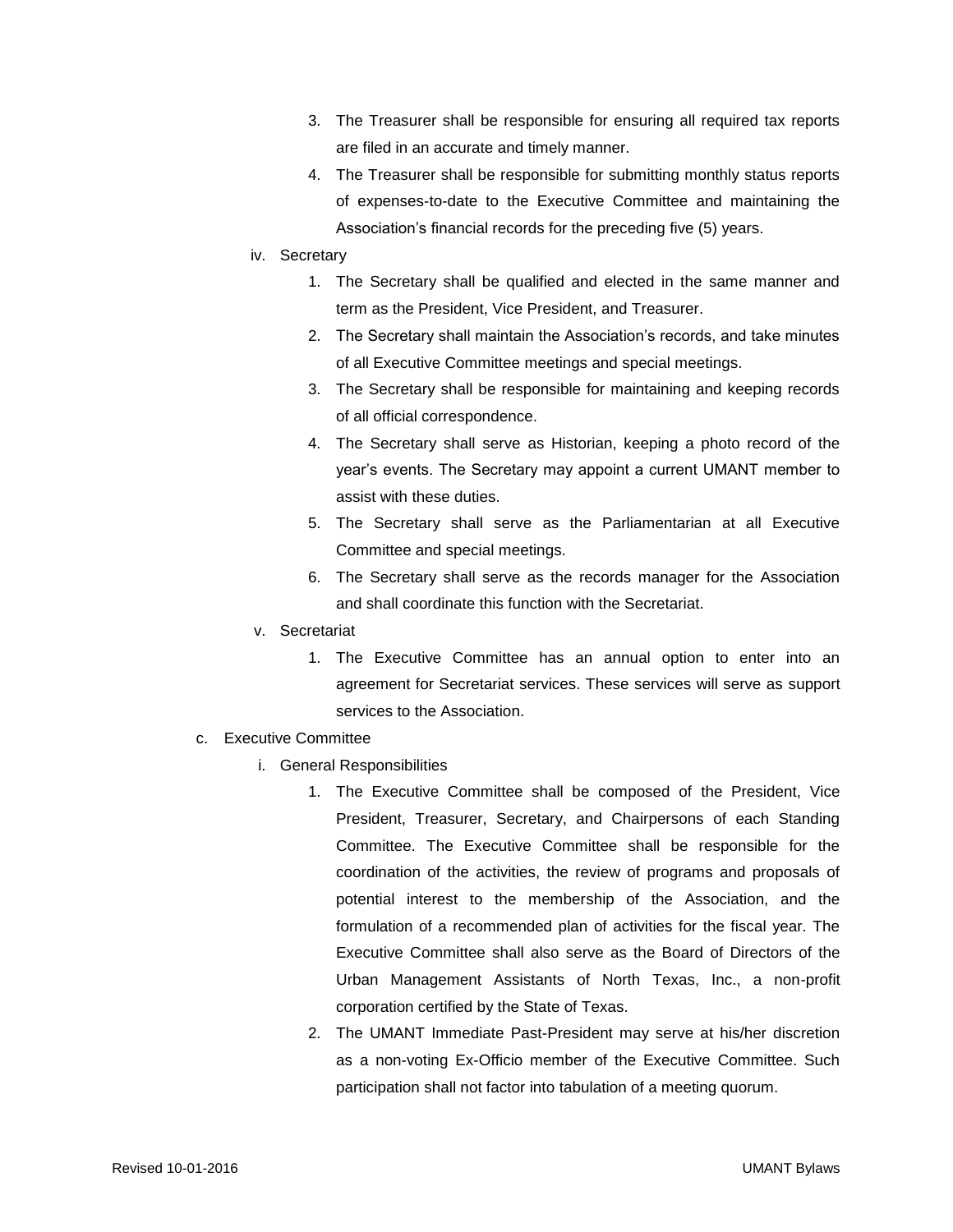3. The Treasurer shall be responsible for ensuring all required tax reports are filed in an accurate and timely manner.
4. The Treasurer shall be responsible for submitting monthly status reports of expenses-to-date to the Executive Committee and maintaining the Association's financial records for the preceding five (5) years.

iv. Secretary

1. The Secretary shall be qualified and elected in the same manner and term as the President, Vice President, and Treasurer.
2. The Secretary shall maintain the Association's records, and take minutes of all Executive Committee meetings and special meetings.
3. The Secretary shall be responsible for maintaining and keeping records of all official correspondence.
4. The Secretary shall serve as Historian, keeping a photo record of the year's events. The Secretary may appoint a current UMANT member to assist with these duties.
5. The Secretary shall serve as the Parliamentarian at all Executive Committee and special meetings.
6. The Secretary shall serve as the records manager for the Association and shall coordinate this function with the Secretariat.

v. Secretariat

1. The Executive Committee has an annual option to enter into an agreement for Secretariat services. These services will serve as support services to the Association.

c. Executive Committee

i. General Responsibilities

1. The Executive Committee shall be composed of the President, Vice President, Treasurer, Secretary, and Chairpersons of each Standing Committee. The Executive Committee shall be responsible for the coordination of the activities, the review of programs and proposals of potential interest to the membership of the Association, and the formulation of a recommended plan of activities for the fiscal year. The Executive Committee shall also serve as the Board of Directors of the Urban Management Assistants of North Texas, Inc., a non-profit corporation certified by the State of Texas.
2. The UMANT Immediate Past-President may serve at his/her discretion as a non-voting Ex-Officio member of the Executive Committee. Such participation shall not factor into tabulation of a meeting quorum.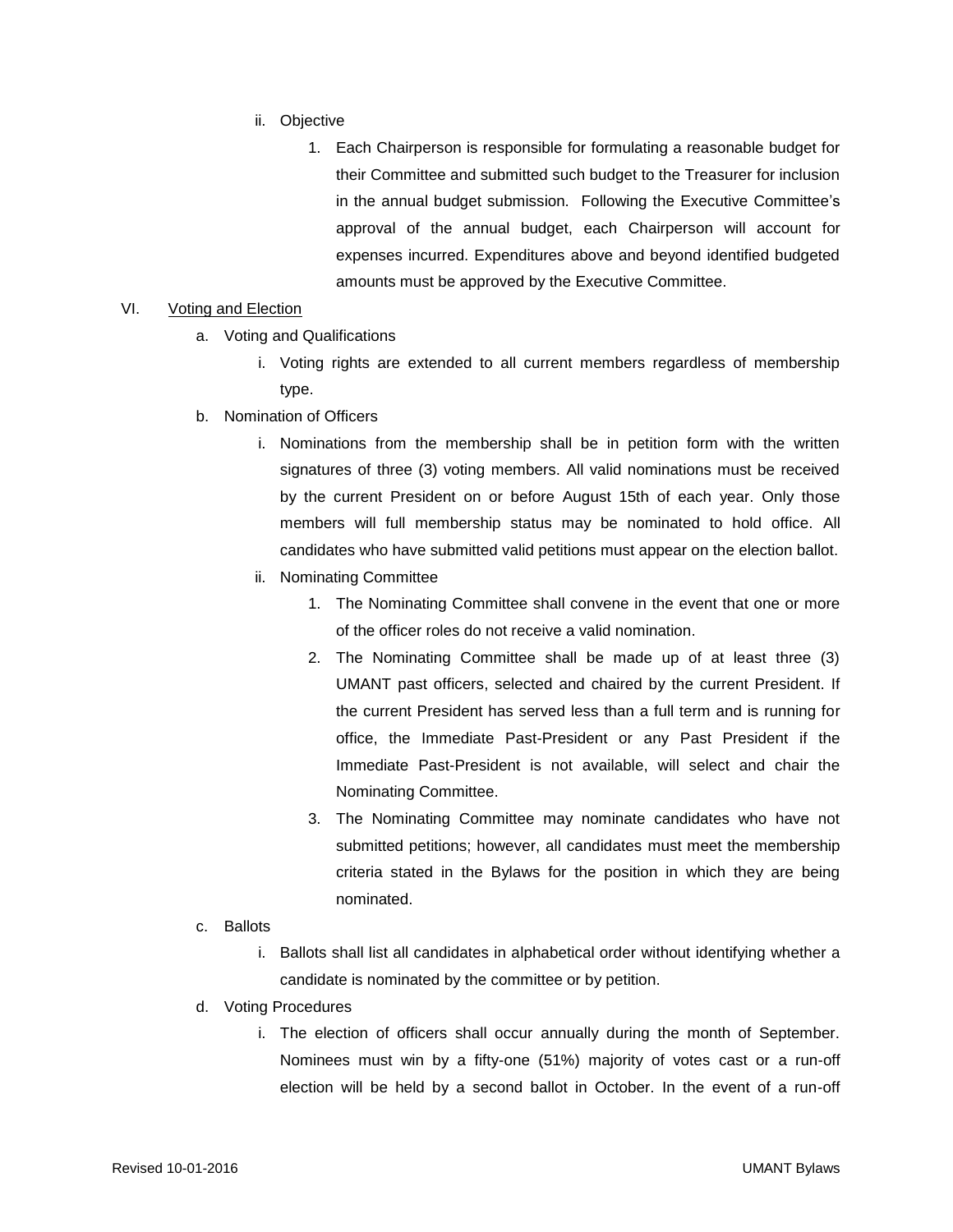ii. Objective

1. Each Chairperson is responsible for formulating a reasonable budget for their Committee and submitted such budget to the Treasurer for inclusion in the annual budget submission. Following the Executive Committee's approval of the annual budget, each Chairperson will account for expenses incurred. Expenditures above and beyond identified budgeted amounts must be approved by the Executive Committee.

VI. Voting and Election

a. Voting and Qualifications

i. Voting rights are extended to all current members regardless of membership type.

b. Nomination of Officers

i. Nominations from the membership shall be in petition form with the written signatures of three (3) voting members. All valid nominations must be received by the current President on or before August 15th of each year. Only those members will full membership status may be nominated to hold office. All candidates who have submitted valid petitions must appear on the election ballot.

ii. Nominating Committee

1. The Nominating Committee shall convene in the event that one or more of the officer roles do not receive a valid nomination.
2. The Nominating Committee shall be made up of at least three (3) UMANT past officers, selected and chaired by the current President. If the current President has served less than a full term and is running for office, the Immediate Past-President or any Past President if the Immediate Past-President is not available, will select and chair the Nominating Committee.
3. The Nominating Committee may nominate candidates who have not submitted petitions; however, all candidates must meet the membership criteria stated in the Bylaws for the position in which they are being nominated.

c. Ballots

i. Ballots shall list all candidates in alphabetical order without identifying whether a candidate is nominated by the committee or by petition.

d. Voting Procedures

i. The election of officers shall occur annually during the month of September. Nominees must win by a fifty-one (51%) majority of votes cast or a run-off election will be held by a second ballot in October. In the event of a run-off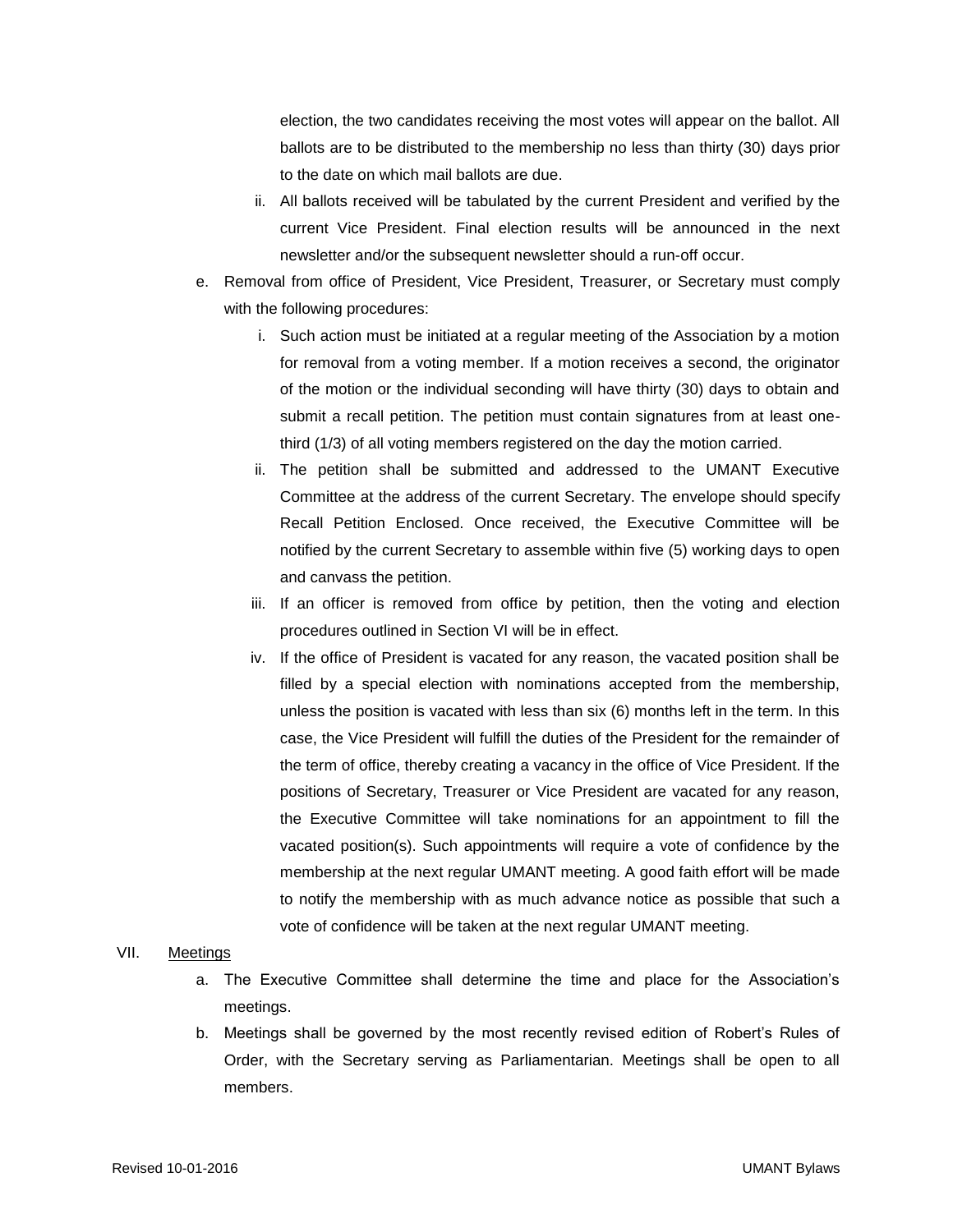election, the two candidates receiving the most votes will appear on the ballot. All ballots are to be distributed to the membership no less than thirty (30) days prior to the date on which mail ballots are due.

   ii. All ballots received will be tabulated by the current President and verified by the current Vice President. Final election results will be announced in the next newsletter and/or the subsequent newsletter should a run-off occur.

e. Removal from office of President, Vice President, Treasurer, or Secretary must comply with the following procedures:

   i. Such action must be initiated at a regular meeting of the Association by a motion for removal from a voting member. If a motion receives a second, the originator of the motion or the individual seconding will have thirty (30) days to obtain and submit a recall petition. The petition must contain signatures from at least one-third (1/3) of all voting members registered on the day the motion carried.

   ii. The petition shall be submitted and addressed to the UMANT Executive Committee at the address of the current Secretary. The envelope should specify Recall Petition Enclosed. Once received, the Executive Committee will be notified by the current Secretary to assemble within five (5) working days to open and canvass the petition.

   iii. If an officer is removed from office by petition, then the voting and election procedures outlined in Section VI will be in effect.

   iv. If the office of President is vacated for any reason, the vacated position shall be filled by a special election with nominations accepted from the membership, unless the position is vacated with less than six (6) months left in the term. In this case, the Vice President will fulfill the duties of the President for the remainder of the term of office, thereby creating a vacancy in the office of Vice President. If the positions of Secretary, Treasurer or Vice President are vacated for any reason, the Executive Committee will take nominations for an appointment to fill the vacated position(s). Such appointments will require a vote of confidence by the membership at the next regular UMANT meeting. A good faith effort will be made to notify the membership with as much advance notice as possible that such a vote of confidence will be taken at the next regular UMANT meeting.

VII. Meetings

a. The Executive Committee shall determine the time and place for the Association's meetings.

b. Meetings shall be governed by the most recently revised edition of Robert's Rules of Order, with the Secretary serving as Parliamentarian. Meetings shall be open to all members.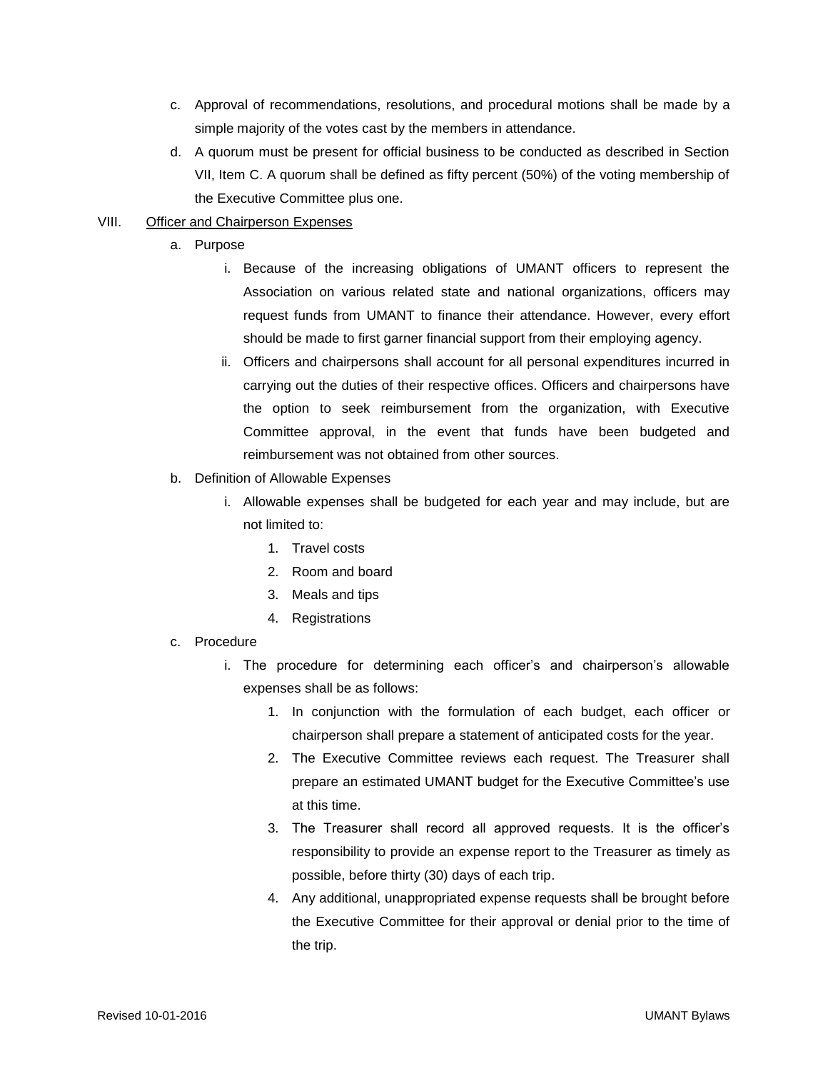c. Approval of recommendations, resolutions, and procedural motions shall be made by a simple majority of the votes cast by the members in attendance.

d. A quorum must be present for official business to be conducted as described in Section VII, Item C. A quorum shall be defined as fifty percent (50%) of the voting membership of the Executive Committee plus one.

VIII. <u>Officer and Chairperson Expenses</u>

a. Purpose

i. Because of the increasing obligations of UMANT officers to represent the Association on various related state and national organizations, officers may request funds from UMANT to finance their attendance. However, every effort should be made to first garner financial support from their employing agency.

ii. Officers and chairpersons shall account for all personal expenditures incurred in carrying out the duties of their respective offices. Officers and chairpersons have the option to seek reimbursement from the organization, with Executive Committee approval, in the event that funds have been budgeted and reimbursement was not obtained from other sources.

b. Definition of Allowable Expenses

i. Allowable expenses shall be budgeted for each year and may include, but are not limited to:

1. Travel costs
2. Room and board
3. Meals and tips
4. Registrations

c. Procedure

i. The procedure for determining each officer's and chairperson's allowable expenses shall be as follows:

1. In conjunction with the formulation of each budget, each officer or chairperson shall prepare a statement of anticipated costs for the year.
2. The Executive Committee reviews each request. The Treasurer shall prepare an estimated UMANT budget for the Executive Committee's use at this time.
3. The Treasurer shall record all approved requests. It is the officer's responsibility to provide an expense report to the Treasurer as timely as possible, before thirty (30) days of each trip.
4. Any additional, unappropriated expense requests shall be brought before the Executive Committee for their approval or denial prior to the time of the trip.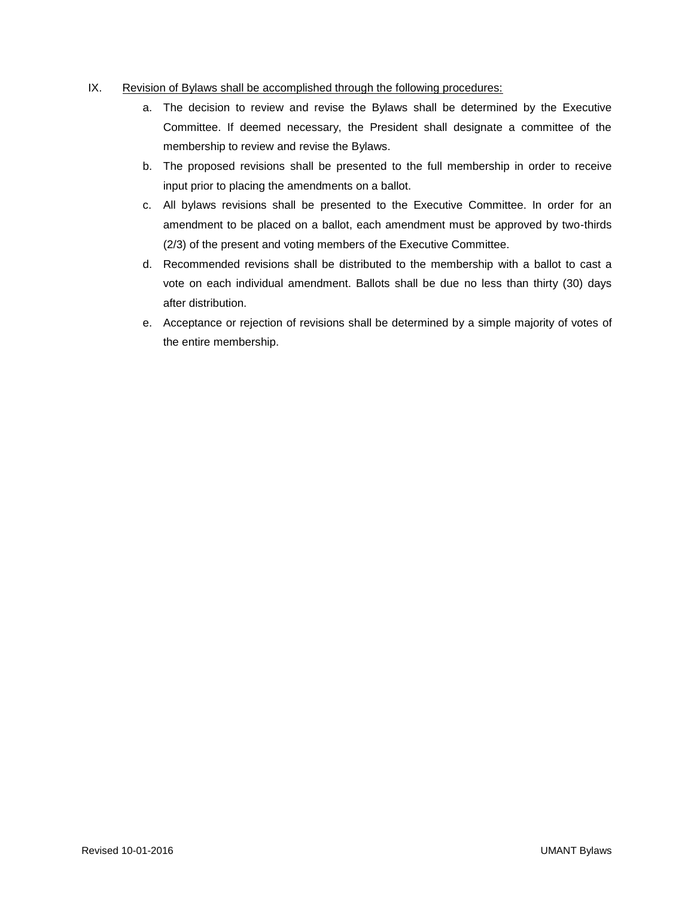IX. <u>Revision of Bylaws shall be accomplished through the following procedures:</u>

a. The decision to review and revise the Bylaws shall be determined by the Executive Committee. If deemed necessary, the President shall designate a committee of the membership to review and revise the Bylaws.

b. The proposed revisions shall be presented to the full membership in order to receive input prior to placing the amendments on a ballot.

c. All bylaws revisions shall be presented to the Executive Committee. In order for an amendment to be placed on a ballot, each amendment must be approved by two-thirds (2/3) of the present and voting members of the Executive Committee.

d. Recommended revisions shall be distributed to the membership with a ballot to cast a vote on each individual amendment. Ballots shall be due no less than thirty (30) days after distribution.

e. Acceptance or rejection of revisions shall be determined by a simple majority of votes of the entire membership.